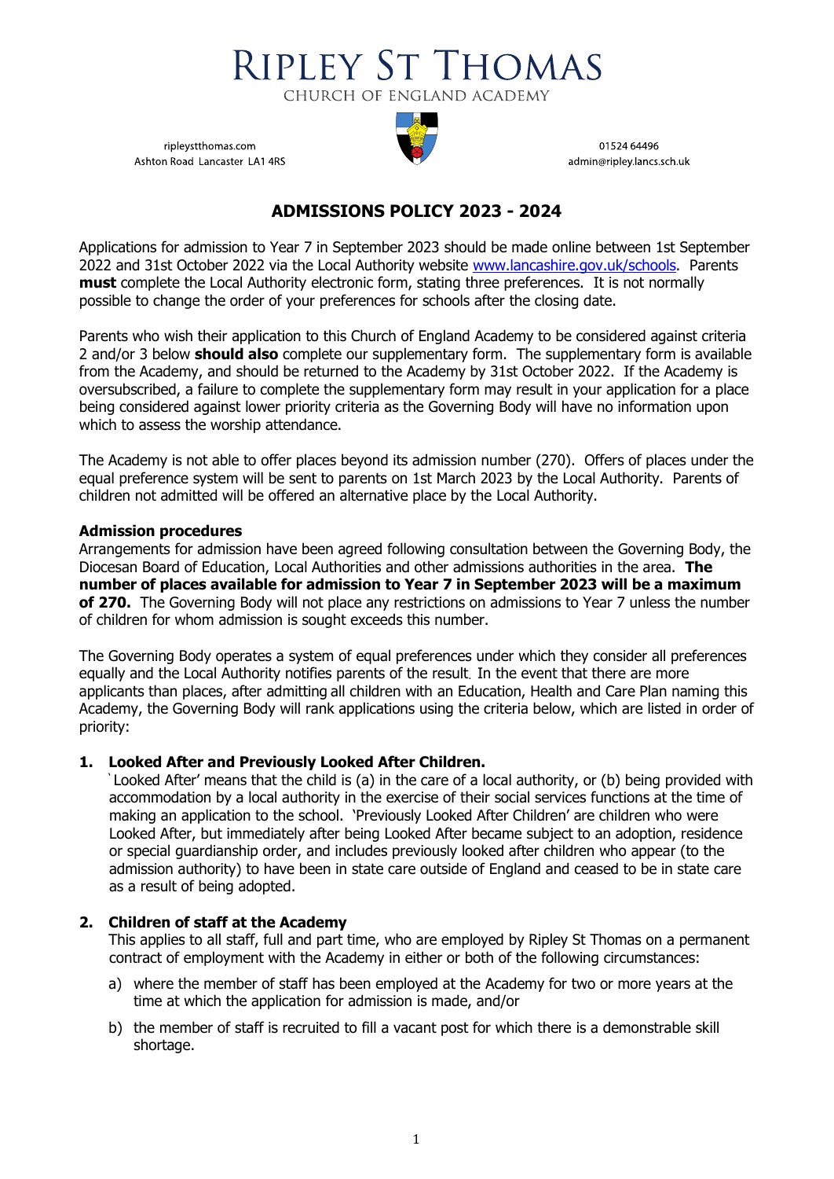# RIPLEY ST THOMAS

CHURCH OF ENGLAND ACADEMY

ripleystthomas.com
Ashton Road Lancaster LA1 4RS

01524 64496
admin@ripley.lancs.sch.uk

## ADMISSIONS POLICY 2023 - 2024

Applications for admission to Year 7 in September 2023 should be made online between 1st September 2022 and 31st October 2022 via the Local Authority website www.lancashire.gov.uk/schools. Parents **must** complete the Local Authority electronic form, stating three preferences. It is not normally possible to change the order of your preferences for schools after the closing date.

Parents who wish their application to this Church of England Academy to be considered against criteria 2 and/or 3 below **should also** complete our supplementary form. The supplementary form is available from the Academy, and should be returned to the Academy by 31st October 2022. If the Academy is oversubscribed, a failure to complete the supplementary form may result in your application for a place being considered against lower priority criteria as the Governing Body will have no information upon which to assess the worship attendance.

The Academy is not able to offer places beyond its admission number (270). Offers of places under the equal preference system will be sent to parents on 1st March 2023 by the Local Authority. Parents of children not admitted will be offered an alternative place by the Local Authority.

**Admission procedures**

Arrangements for admission have been agreed following consultation between the Governing Body, the Diocesan Board of Education, Local Authorities and other admissions authorities in the area. **The number of places available for admission to Year 7 in September 2023 will be a maximum of 270.** The Governing Body will not place any restrictions on admissions to Year 7 unless the number of children for whom admission is sought exceeds this number.

The Governing Body operates a system of equal preferences under which they consider all preferences equally and the Local Authority notifies parents of the result. In the event that there are more applicants than places, after admitting all children with an Education, Health and Care Plan naming this Academy, the Governing Body will rank applications using the criteria below, which are listed in order of priority:

1. **Looked After and Previously Looked After Children.**
   'Looked After' means that the child is (a) in the care of a local authority, or (b) being provided with accommodation by a local authority in the exercise of their social services functions at the time of making an application to the school. 'Previously Looked After Children' are children who were Looked After, but immediately after being Looked After became subject to an adoption, residence or special guardianship order, and includes previously looked after children who appear (to the admission authority) to have been in state care outside of England and ceased to be in state care as a result of being adopted.

2. **Children of staff at the Academy**
   This applies to all staff, full and part time, who are employed by Ripley St Thomas on a permanent contract of employment with the Academy in either or both of the following circumstances:

   a) where the member of staff has been employed at the Academy for two or more years at the time at which the application for admission is made, and/or

   b) the member of staff is recruited to fill a vacant post for which there is a demonstrable skill shortage.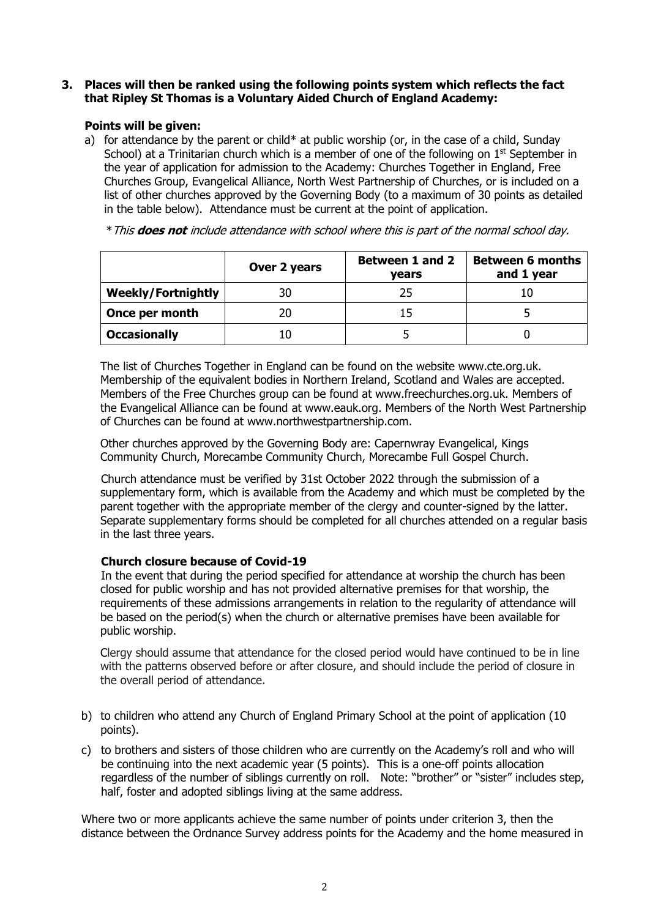**3. Places will then be ranked using the following points system which reflects the fact that Ripley St Thomas is a Voluntary Aided Church of England Academy:**

**Points will be given:**

a) for attendance by the parent or child* at public worship (or, in the case of a child, Sunday School) at a Trinitarian church which is a member of one of the following on 1st September in the year of application for admission to the Academy: Churches Together in England, Free Churches Group, Evangelical Alliance, North West Partnership of Churches, or is included on a list of other churches approved by the Governing Body (to a maximum of 30 points as detailed in the table below). Attendance must be current at the point of application.

*This **does not** include attendance with school where this is part of the normal school day.*

| | **Over 2 years** | **Between 1 and 2 years** | **Between 6 months and 1 year** |
|---|---|---|---|
| **Weekly/Fortnightly** | 30 | 25 | 10 |
| **Once per month** | 20 | 15 | 5 |
| **Occasionally** | 10 | 5 | 0 |

The list of Churches Together in England can be found on the website www.cte.org.uk. Membership of the equivalent bodies in Northern Ireland, Scotland and Wales are accepted. Members of the Free Churches group can be found at www.freechurches.org.uk. Members of the Evangelical Alliance can be found at www.eauk.org. Members of the North West Partnership of Churches can be found at www.northwestpartnership.com.

Other churches approved by the Governing Body are: Capernwray Evangelical, Kings Community Church, Morecambe Community Church, Morecambe Full Gospel Church.

Church attendance must be verified by 31st October 2022 through the submission of a supplementary form, which is available from the Academy and which must be completed by the parent together with the appropriate member of the clergy and counter-signed by the latter. Separate supplementary forms should be completed for all churches attended on a regular basis in the last three years.

**Church closure because of Covid-19**

In the event that during the period specified for attendance at worship the church has been closed for public worship and has not provided alternative premises for that worship, the requirements of these admissions arrangements in relation to the regularity of attendance will be based on the period(s) when the church or alternative premises have been available for public worship.

Clergy should assume that attendance for the closed period would have continued to be in line with the patterns observed before or after closure, and should include the period of closure in the overall period of attendance.

b) to children who attend any Church of England Primary School at the point of application (10 points).

c) to brothers and sisters of those children who are currently on the Academy's roll and who will be continuing into the next academic year (5 points). This is a one-off points allocation regardless of the number of siblings currently on roll. Note: "brother" or "sister" includes step, half, foster and adopted siblings living at the same address.

Where two or more applicants achieve the same number of points under criterion 3, then the distance between the Ordnance Survey address points for the Academy and the home measured in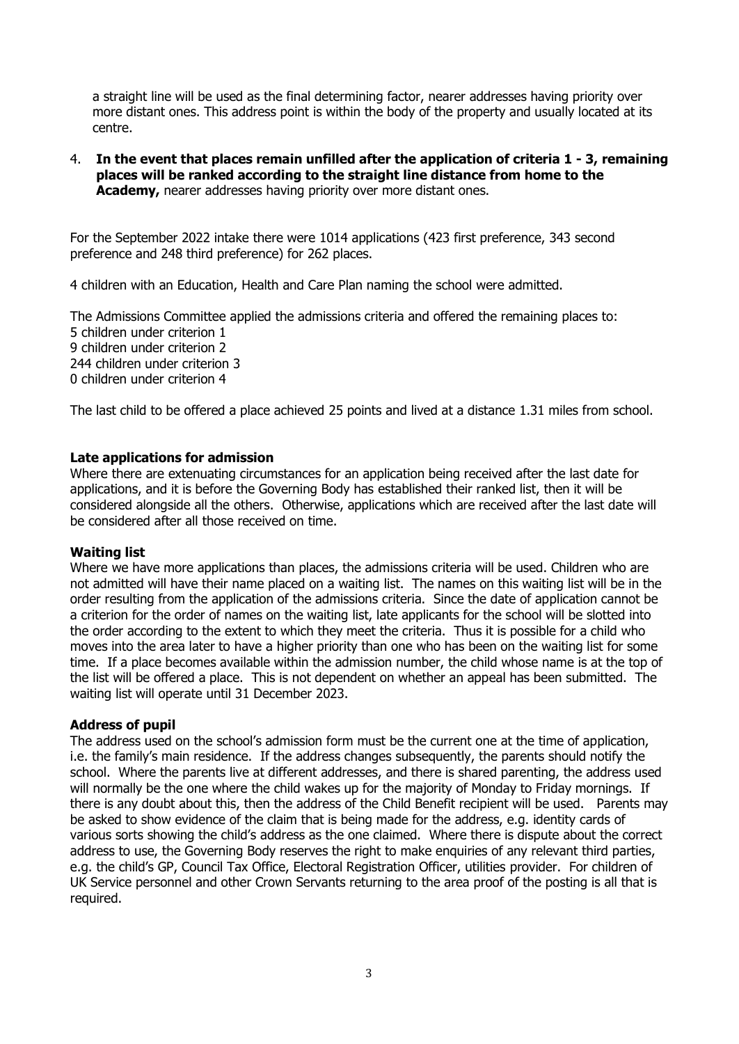a straight line will be used as the final determining factor, nearer addresses having priority over more distant ones. This address point is within the body of the property and usually located at its centre.

4. **In the event that places remain unfilled after the application of criteria 1 - 3, remaining places will be ranked according to the straight line distance from home to the Academy,** nearer addresses having priority over more distant ones.

For the September 2022 intake there were 1014 applications (423 first preference, 343 second preference and 248 third preference) for 262 places.

4 children with an Education, Health and Care Plan naming the school were admitted.

The Admissions Committee applied the admissions criteria and offered the remaining places to:
5 children under criterion 1
9 children under criterion 2
244 children under criterion 3
0 children under criterion 4

The last child to be offered a place achieved 25 points and lived at a distance 1.31 miles from school.

**Late applications for admission**

Where there are extenuating circumstances for an application being received after the last date for applications, and it is before the Governing Body has established their ranked list, then it will be considered alongside all the others. Otherwise, applications which are received after the last date will be considered after all those received on time.

**Waiting list**

Where we have more applications than places, the admissions criteria will be used. Children who are not admitted will have their name placed on a waiting list. The names on this waiting list will be in the order resulting from the application of the admissions criteria. Since the date of application cannot be a criterion for the order of names on the waiting list, late applicants for the school will be slotted into the order according to the extent to which they meet the criteria. Thus it is possible for a child who moves into the area later to have a higher priority than one who has been on the waiting list for some time. If a place becomes available within the admission number, the child whose name is at the top of the list will be offered a place. This is not dependent on whether an appeal has been submitted. The waiting list will operate until 31 December 2023.

**Address of pupil**

The address used on the school's admission form must be the current one at the time of application, i.e. the family's main residence. If the address changes subsequently, the parents should notify the school. Where the parents live at different addresses, and there is shared parenting, the address used will normally be the one where the child wakes up for the majority of Monday to Friday mornings. If there is any doubt about this, then the address of the Child Benefit recipient will be used. Parents may be asked to show evidence of the claim that is being made for the address, e.g. identity cards of various sorts showing the child's address as the one claimed. Where there is dispute about the correct address to use, the Governing Body reserves the right to make enquiries of any relevant third parties, e.g. the child's GP, Council Tax Office, Electoral Registration Officer, utilities provider. For children of UK Service personnel and other Crown Servants returning to the area proof of the posting is all that is required.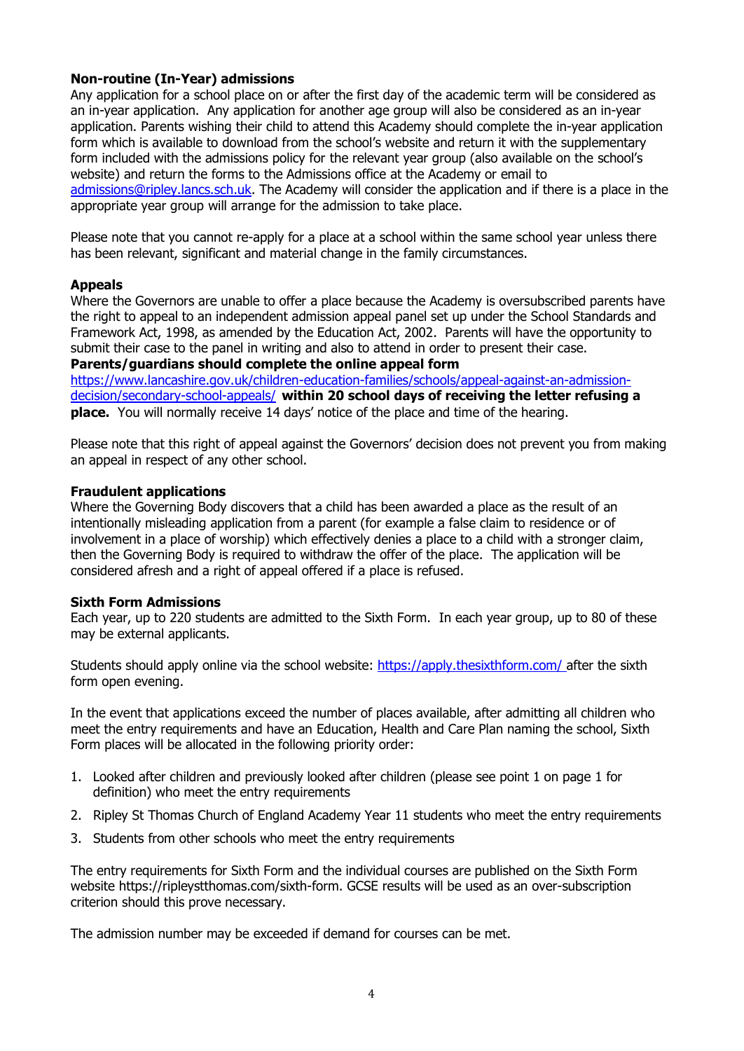**Non-routine (In-Year) admissions**

Any application for a school place on or after the first day of the academic term will be considered as an in-year application. Any application for another age group will also be considered as an in-year application. Parents wishing their child to attend this Academy should complete the in-year application form which is available to download from the school's website and return it with the supplementary form included with the admissions policy for the relevant year group (also available on the school's website) and return the forms to the Admissions office at the Academy or email to admissions@ripley.lancs.sch.uk. The Academy will consider the application and if there is a place in the appropriate year group will arrange for the admission to take place.

Please note that you cannot re-apply for a place at a school within the same school year unless there has been relevant, significant and material change in the family circumstances.

**Appeals**

Where the Governors are unable to offer a place because the Academy is oversubscribed parents have the right to appeal to an independent admission appeal panel set up under the School Standards and Framework Act, 1998, as amended by the Education Act, 2002. Parents will have the opportunity to submit their case to the panel in writing and also to attend in order to present their case.

**Parents/guardians should complete the online appeal form** https://www.lancashire.gov.uk/children-education-families/schools/appeal-against-an-admission-decision/secondary-school-appeals/ **within 20 school days of receiving the letter refusing a place.** You will normally receive 14 days' notice of the place and time of the hearing.

Please note that this right of appeal against the Governors' decision does not prevent you from making an appeal in respect of any other school.

**Fraudulent applications**

Where the Governing Body discovers that a child has been awarded a place as the result of an intentionally misleading application from a parent (for example a false claim to residence or of involvement in a place of worship) which effectively denies a place to a child with a stronger claim, then the Governing Body is required to withdraw the offer of the place. The application will be considered afresh and a right of appeal offered if a place is refused.

**Sixth Form Admissions**

Each year, up to 220 students are admitted to the Sixth Form. In each year group, up to 80 of these may be external applicants.

Students should apply online via the school website: https://apply.thesixthform.com/ after the sixth form open evening.

In the event that applications exceed the number of places available, after admitting all children who meet the entry requirements and have an Education, Health and Care Plan naming the school, Sixth Form places will be allocated in the following priority order:

1. Looked after children and previously looked after children (please see point 1 on page 1 for definition) who meet the entry requirements
2. Ripley St Thomas Church of England Academy Year 11 students who meet the entry requirements
3. Students from other schools who meet the entry requirements

The entry requirements for Sixth Form and the individual courses are published on the Sixth Form website https://ripleystthomas.com/sixth-form. GCSE results will be used as an over-subscription criterion should this prove necessary.

The admission number may be exceeded if demand for courses can be met.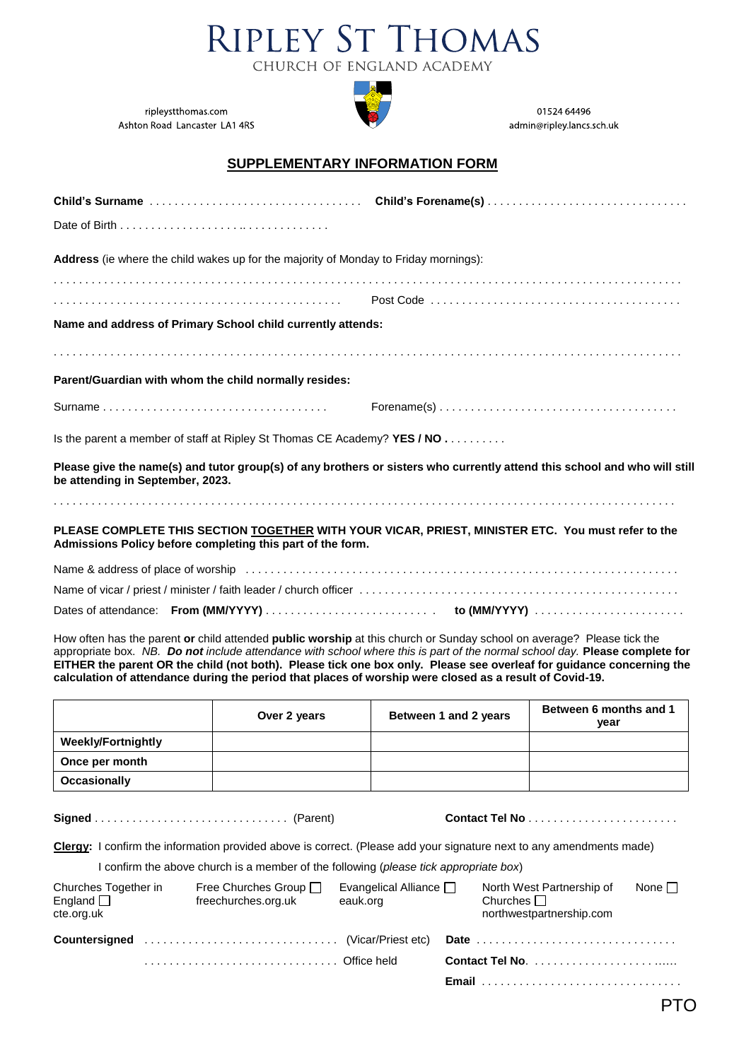# RIPLEY ST THOMAS

CHURCH OF ENGLAND ACADEMY

ripleystthomas.com
Ashton Road Lancaster LA1 4RS

01524 64496
admin@ripley.lancs.sch.uk

## SUPPLEMENTARY INFORMATION FORM

**Child's Surname** . . . . . . . . . . . . . . . . . . . . . . . . . . . . . . . . . . **Child's Forename(s)** . . . . . . . . . . . . . . . . . . . . . . . . . . . . . . . .

Date of Birth . . . . . . . . . . . . . . . . . . . .. . . . . . . . . . . . . .

**Address** (ie where the child wakes up for the majority of Monday to Friday mornings):

. . . . . . . . . . . . . . . . . . . . . . . . . . . . . . . . . . . . . . . . . . . . . . . . . . . . . . . . . . . . . . . . . . . . . . . . . . . . . . . . . . . . . . . . . . .

. . . . . . . . . . . . . . . . . . . . . . . . . . . . . . . . . . . . . . . . . . . . . Post Code . . . . . . . . . . . . . . . . . . . . . . . . . . . . . . . . . . . . . . .

**Name and address of Primary School child currently attends:**

. . . . . . . . . . . . . . . . . . . . . . . . . . . . . . . . . . . . . . . . . . . . . . . . . . . . . . . . . . . . . . . . . . . . . . . . . . . . . . . . . . . . . . . . . . .

**Parent/Guardian with whom the child normally resides:**

Surname . . . . . . . . . . . . . . . . . . . . . . . . . . . . . . . . . . . Forename(s) . . . . . . . . . . . . . . . . . . . . . . . . . . . . . . . . . . . . .

Is the parent a member of staff at Ripley St Thomas CE Academy? **YES / NO .** . . . . . . . . .

**Please give the name(s) and tutor group(s) of any brothers or sisters who currently attend this school and who will still be attending in September, 2023.**

. . . . . . . . . . . . . . . . . . . . . . . . . . . . . . . . . . . . . . . . . . . . . . . . . . . . . . . . . . . . . . . . . . . . . . . . . . . . . . . . . . . . . . . . . . .

**PLEASE COMPLETE THIS SECTION TOGETHER WITH YOUR VICAR, PRIEST, MINISTER ETC. You must refer to the Admissions Policy before completing this part of the form.**

Name & address of place of worship . . . . . . . . . . . . . . . . . . . . . . . . . . . . . . . . . . . . . . . . . . . . . . . . . . . . . . . . . . . . . . . . . . .

Name of vicar / priest / minister / faith leader / church officer . . . . . . . . . . . . . . . . . . . . . . . . . . . . . . . . . . . . . . . . . . . . . . . . .

Dates of attendance: **From (MM/YYYY)** . . . . . . . . . . . . . . . . . . . . . . . . . . . **to (MM/YYYY)** . . . . . . . . . . . . . . . . . . . . . . . .

How often has the parent **or** child attended **public worship** at this church or Sunday school on average? Please tick the appropriate box. *NB. **Do not** include attendance with school where this is part of the normal school day.* **Please complete for EITHER the parent OR the child (not both). Please tick one box only. Please see overleaf for guidance concerning the calculation of attendance during the period that places of worship were closed as a result of Covid-19.**

| | **Over 2 years** | **Between 1 and 2 years** | **Between 6 months and 1 year** |
|---|---|---|---|
| **Weekly/Fortnightly** | | | |
| **Once per month** | | | |
| **Occasionally** | | | |

**Signed** . . . . . . . . . . . . . . . . . . . . . . . . . . . . . . (Parent) **Contact Tel No** . . . . . . . . . . . . . . . . . . . . . . . .

**Clergy:** I confirm the information provided above is correct. (Please add your signature next to any amendments made)

I confirm the above church is a member of the following (*please tick appropriate box*)

Churches Together in England ☐ cte.org.uk | Free Churches Group ☐ freechurches.org.uk | Evangelical Alliance ☐ eauk.org | North West Partnership of Churches ☐ northwestpartnership.com | None ☐

**Countersigned** . . . . . . . . . . . . . . . . . . . . . . . . . . . . . . (Vicar/Priest etc) **Date** . . . . . . . . . . . . . . . . . . . . . . . . . . . . . . .

. . . . . . . . . . . . . . . . . . . . . . . . . . . . . . Office held **Contact Tel No.** . . . . . . . . . . . . . . . . . . . . . ......

**Email** . . . . . . . . . . . . . . . . . . . . . . . . . . . . . . .

PTO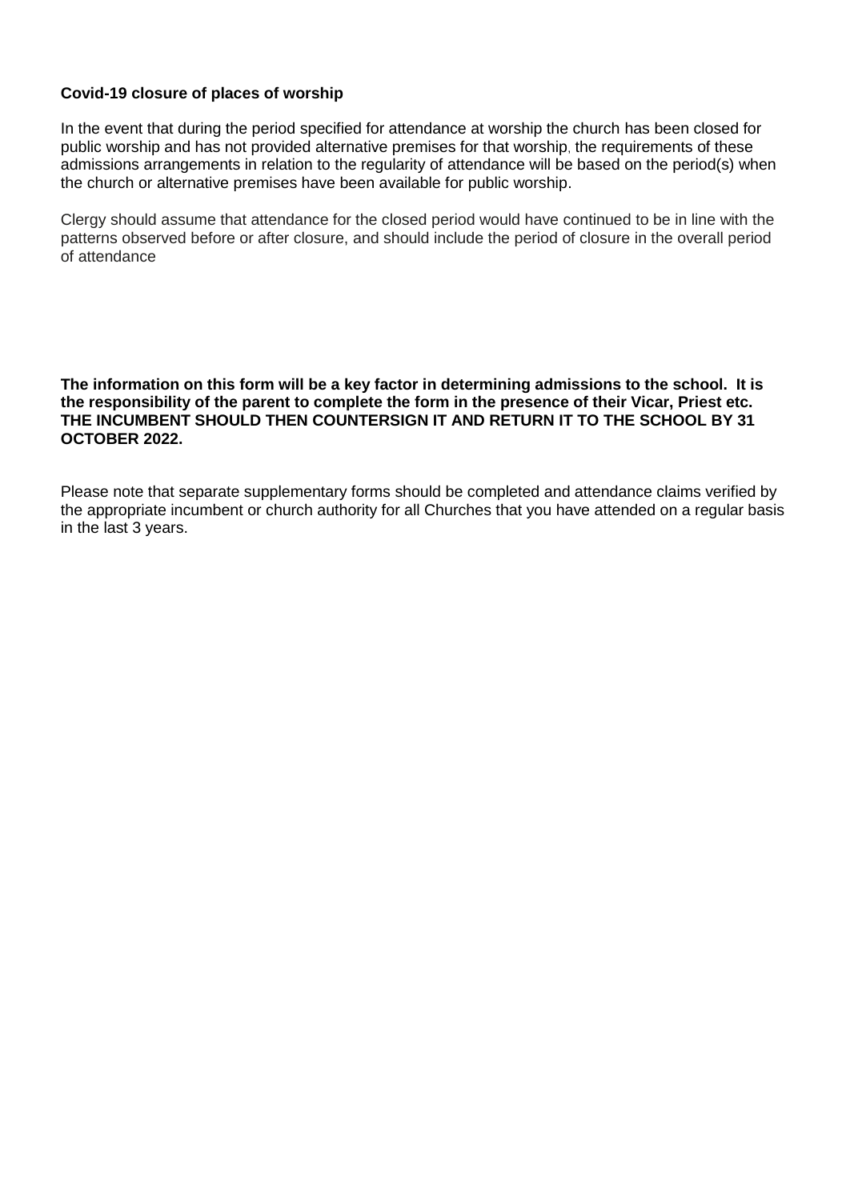**Covid-19 closure of places of worship**

In the event that during the period specified for attendance at worship the church has been closed for public worship and has not provided alternative premises for that worship, the requirements of these admissions arrangements in relation to the regularity of attendance will be based on the period(s) when the church or alternative premises have been available for public worship.

Clergy should assume that attendance for the closed period would have continued to be in line with the patterns observed before or after closure, and should include the period of closure in the overall period of attendance

**The information on this form will be a key factor in determining admissions to the school. It is the responsibility of the parent to complete the form in the presence of their Vicar, Priest etc. THE INCUMBENT SHOULD THEN COUNTERSIGN IT AND RETURN IT TO THE SCHOOL BY 31 OCTOBER 2022.**

Please note that separate supplementary forms should be completed and attendance claims verified by the appropriate incumbent or church authority for all Churches that you have attended on a regular basis in the last 3 years.